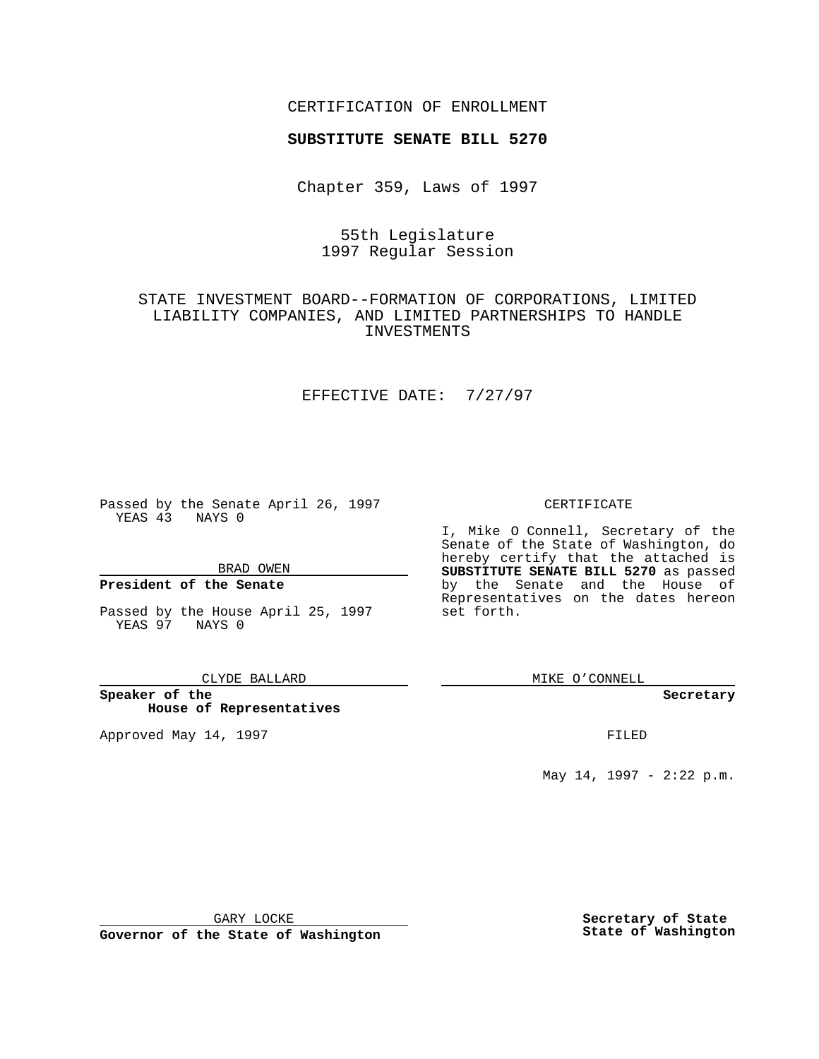CERTIFICATION OF ENROLLMENT

**SUBSTITUTE SENATE BILL 5270**

Chapter 359, Laws of 1997

55th Legislature
1997 Regular Session

STATE INVESTMENT BOARD--FORMATION OF CORPORATIONS, LIMITED LIABILITY COMPANIES, AND LIMITED PARTNERSHIPS TO HANDLE INVESTMENTS

EFFECTIVE DATE: 7/27/97

Passed by the Senate April 26, 1997
YEAS 43 NAYS 0

BRAD OWEN

**President of the Senate**

Passed by the House April 25, 1997
YEAS 97 NAYS 0

CLYDE BALLARD

**Speaker of the House of Representatives**

Approved May 14, 1997

GARY LOCKE

**Governor of the State of Washington**

CERTIFICATE

I, Mike O Connell, Secretary of the Senate of the State of Washington, do hereby certify that the attached is **SUBSTITUTE SENATE BILL 5270** as passed by the Senate and the House of Representatives on the dates hereon set forth.

MIKE O'CONNELL

**Secretary**

FILED

May 14, 1997 - 2:22 p.m.

**Secretary of State**
**State of Washington**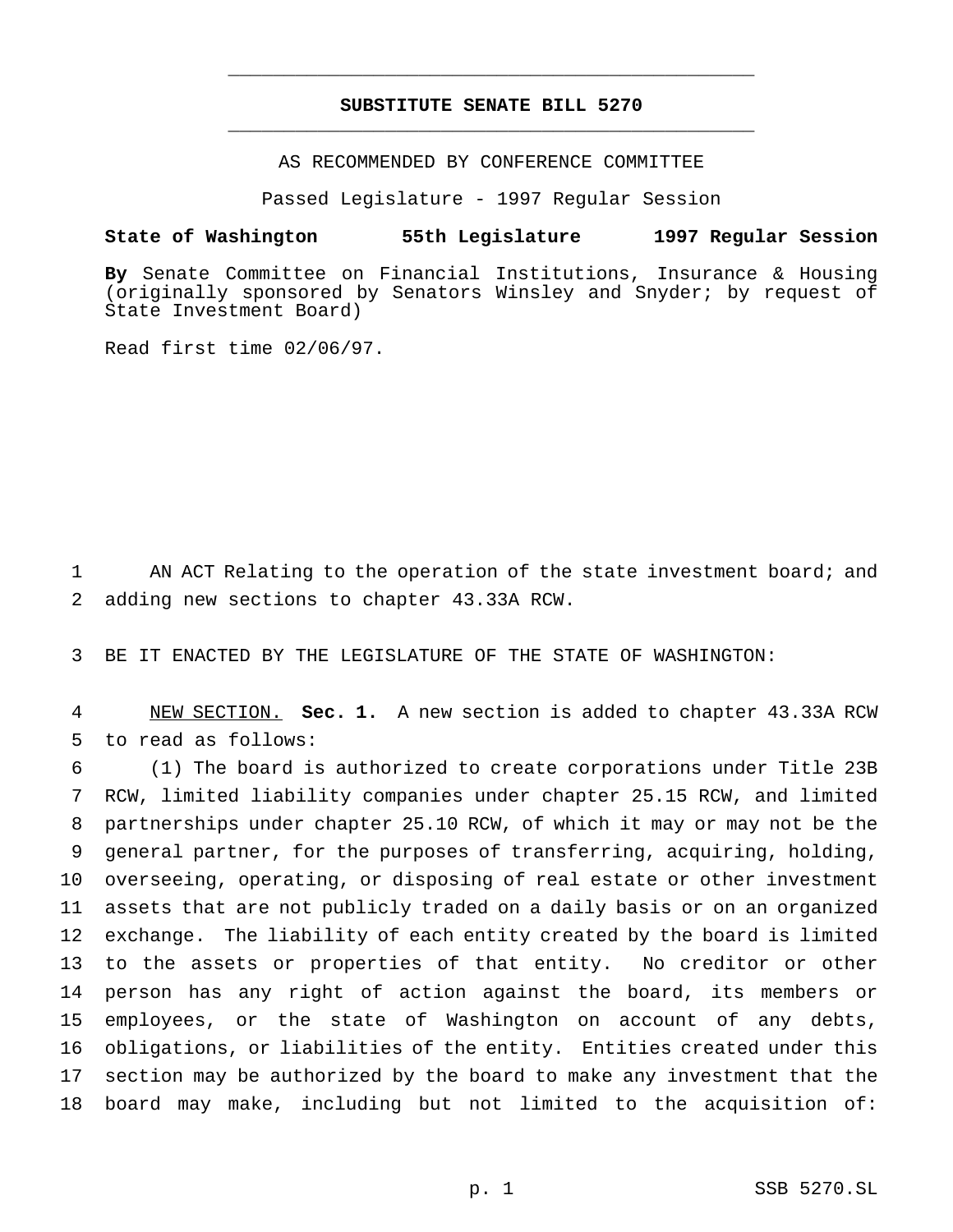# SUBSTITUTE SENATE BILL 5270

AS RECOMMENDED BY CONFERENCE COMMITTEE

Passed Legislature - 1997 Regular Session

**State of Washington 55th Legislature 1997 Regular Session**

**By** Senate Committee on Financial Institutions, Insurance & Housing (originally sponsored by Senators Winsley and Snyder; by request of State Investment Board)

Read first time 02/06/97.

AN ACT Relating to the operation of the state investment board; and adding new sections to chapter 43.33A RCW.

BE IT ENACTED BY THE LEGISLATURE OF THE STATE OF WASHINGTON:

NEW SECTION. **Sec. 1.** A new section is added to chapter 43.33A RCW to read as follows:

(1) The board is authorized to create corporations under Title 23B RCW, limited liability companies under chapter 25.15 RCW, and limited partnerships under chapter 25.10 RCW, of which it may or may not be the general partner, for the purposes of transferring, acquiring, holding, overseeing, operating, or disposing of real estate or other investment assets that are not publicly traded on a daily basis or on an organized exchange. The liability of each entity created by the board is limited to the assets or properties of that entity. No creditor or other person has any right of action against the board, its members or employees, or the state of Washington on account of any debts, obligations, or liabilities of the entity. Entities created under this section may be authorized by the board to make any investment that the board may make, including but not limited to the acquisition of: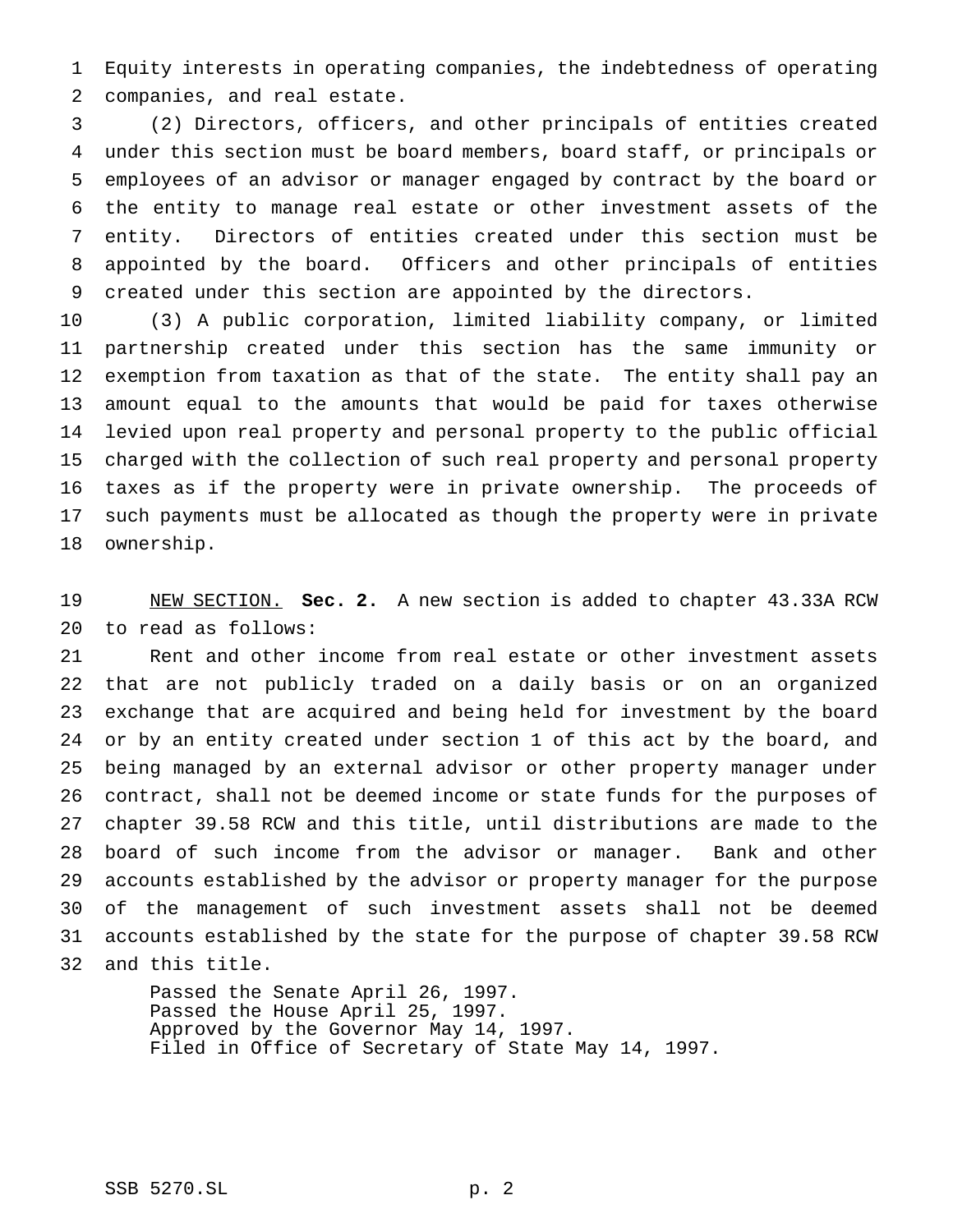Equity interests in operating companies, the indebtedness of operating companies, and real estate.

(2) Directors, officers, and other principals of entities created under this section must be board members, board staff, or principals or employees of an advisor or manager engaged by contract by the board or the entity to manage real estate or other investment assets of the entity. Directors of entities created under this section must be appointed by the board. Officers and other principals of entities created under this section are appointed by the directors.

(3) A public corporation, limited liability company, or limited partnership created under this section has the same immunity or exemption from taxation as that of the state. The entity shall pay an amount equal to the amounts that would be paid for taxes otherwise levied upon real property and personal property to the public official charged with the collection of such real property and personal property taxes as if the property were in private ownership. The proceeds of such payments must be allocated as though the property were in private ownership.

NEW SECTION. **Sec. 2.** A new section is added to chapter 43.33A RCW to read as follows:

Rent and other income from real estate or other investment assets that are not publicly traded on a daily basis or on an organized exchange that are acquired and being held for investment by the board or by an entity created under section 1 of this act by the board, and being managed by an external advisor or other property manager under contract, shall not be deemed income or state funds for the purposes of chapter 39.58 RCW and this title, until distributions are made to the board of such income from the advisor or manager. Bank and other accounts established by the advisor or property manager for the purpose of the management of such investment assets shall not be deemed accounts established by the state for the purpose of chapter 39.58 RCW and this title.

Passed the Senate April 26, 1997.
Passed the House April 25, 1997.
Approved by the Governor May 14, 1997.
Filed in Office of Secretary of State May 14, 1997.